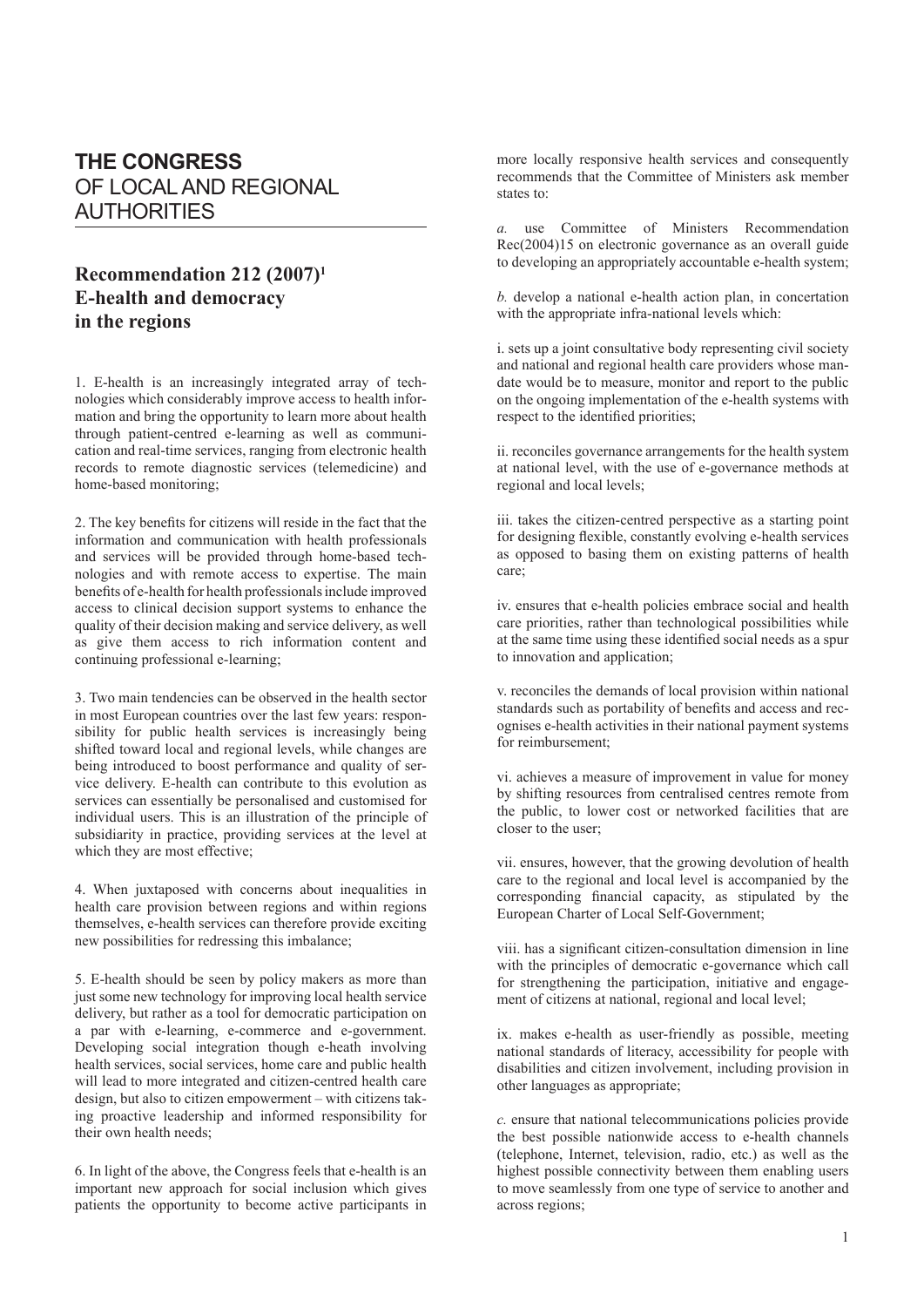# THE CONGRESS OF LOCAL AND REGIONAL AUTHORITIES

## Recommendation 212 (2007)[1] E-health and democracy in the regions

1. E-health is an increasingly integrated array of technologies which considerably improve access to health information and bring the opportunity to learn more about health through patient-centred e-learning as well as communication and real-time services, ranging from electronic health records to remote diagnostic services (telemedicine) and home-based monitoring;

2. The key benefits for citizens will reside in the fact that the information and communication with health professionals and services will be provided through home-based technologies and with remote access to expertise. The main benefits of e-health for health professionals include improved access to clinical decision support systems to enhance the quality of their decision making and service delivery, as well as give them access to rich information content and continuing professional e-learning;

3. Two main tendencies can be observed in the health sector in most European countries over the last few years: responsibility for public health services is increasingly being shifted toward local and regional levels, while changes are being introduced to boost performance and quality of service delivery. E-health can contribute to this evolution as services can essentially be personalised and customised for individual users. This is an illustration of the principle of subsidiarity in practice, providing services at the level at which they are most effective;

4. When juxtaposed with concerns about inequalities in health care provision between regions and within regions themselves, e-health services can therefore provide exciting new possibilities for redressing this imbalance;

5. E-health should be seen by policy makers as more than just some new technology for improving local health service delivery, but rather as a tool for democratic participation on a par with e-learning, e-commerce and e-government. Developing social integration though e-heath involving health services, social services, home care and public health will lead to more integrated and citizen-centred health care design, but also to citizen empowerment – with citizens taking proactive leadership and informed responsibility for their own health needs;

6. In light of the above, the Congress feels that e-health is an important new approach for social inclusion which gives patients the opportunity to become active participants in more locally responsive health services and consequently recommends that the Committee of Ministers ask member states to:

*a.* use Committee of Ministers Recommendation Rec(2004)15 on electronic governance as an overall guide to developing an appropriately accountable e-health system;

*b.* develop a national e-health action plan, in concertation with the appropriate infra-national levels which:

i. sets up a joint consultative body representing civil society and national and regional health care providers whose mandate would be to measure, monitor and report to the public on the ongoing implementation of the e-health systems with respect to the identified priorities;

ii. reconciles governance arrangements for the health system at national level, with the use of e-governance methods at regional and local levels;

iii. takes the citizen-centred perspective as a starting point for designing flexible, constantly evolving e-health services as opposed to basing them on existing patterns of health care;

iv. ensures that e-health policies embrace social and health care priorities, rather than technological possibilities while at the same time using these identified social needs as a spur to innovation and application;

v. reconciles the demands of local provision within national standards such as portability of benefits and access and recognises e-health activities in their national payment systems for reimbursement;

vi. achieves a measure of improvement in value for money by shifting resources from centralised centres remote from the public, to lower cost or networked facilities that are closer to the user;

vii. ensures, however, that the growing devolution of health care to the regional and local level is accompanied by the corresponding financial capacity, as stipulated by the European Charter of Local Self-Government;

viii. has a significant citizen-consultation dimension in line with the principles of democratic e-governance which call for strengthening the participation, initiative and engagement of citizens at national, regional and local level;

ix. makes e-health as user-friendly as possible, meeting national standards of literacy, accessibility for people with disabilities and citizen involvement, including provision in other languages as appropriate;

*c.* ensure that national telecommunications policies provide the best possible nationwide access to e-health channels (telephone, Internet, television, radio, etc.) as well as the highest possible connectivity between them enabling users to move seamlessly from one type of service to another and across regions;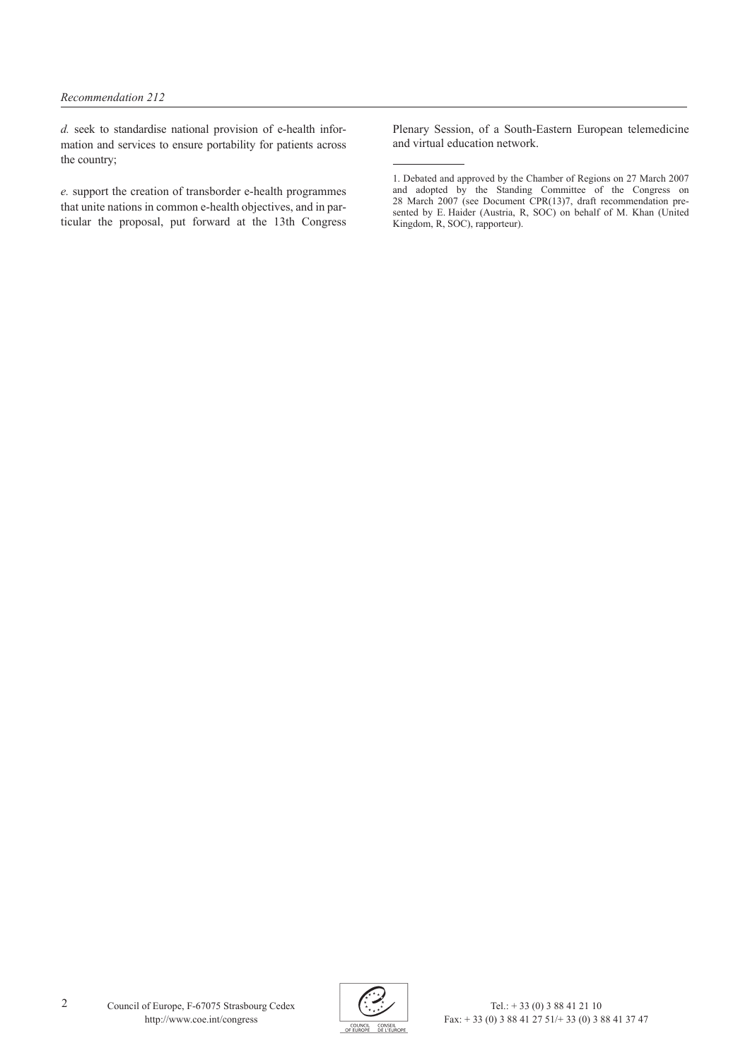*d.* seek to standardise national provision of e-health information and services to ensure portability for patients across the country;

*e.* support the creation of transborder e-health programmes that unite nations in common e-health objectives, and in particular the proposal, put forward at the 13th Congress Plenary Session, of a South-Eastern European telemedicine and virtual education network.

---

1. Debated and approved by the Chamber of Regions on 27 March 2007 and adopted by the Standing Committee of the Congress on 28 March 2007 (see Document CPR(13)7, draft recommendation presented by E. Haider (Austria, R, SOC) on behalf of M. Khan (United Kingdom, R, SOC), rapporteur).

Council of Europe, F-67075 Strasbourg Cedex
http://www.coe.int/congress

Tel.: + 33 (0) 3 88 41 21 10
Fax: + 33 (0) 3 88 41 27 51/+ 33 (0) 3 88 41 37 47